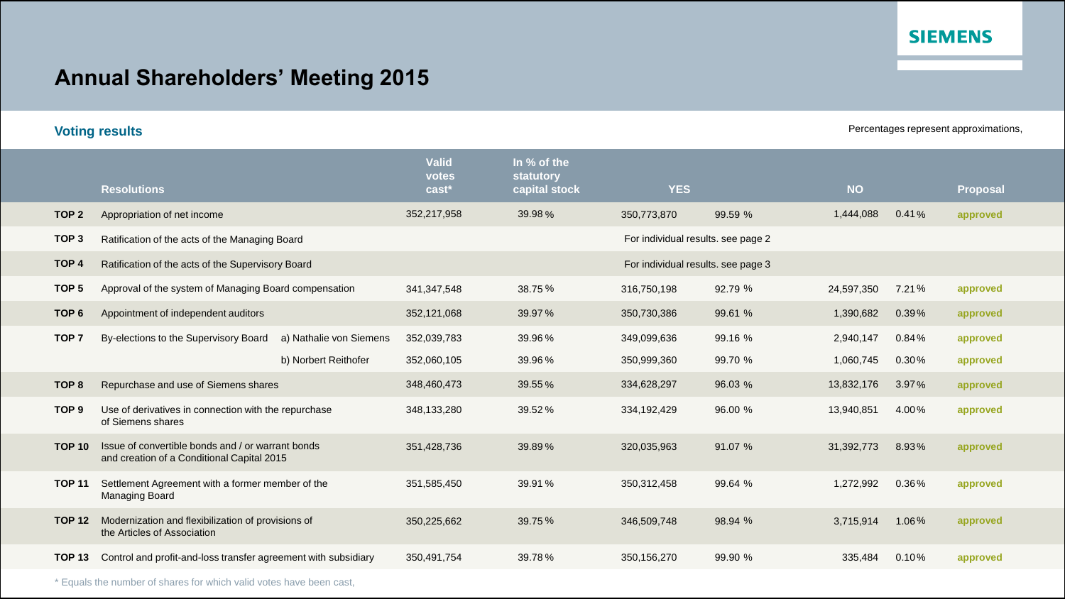SIEMENS

# Annual Shareholders' Meeting 2015

## Voting results

Percentages represent approximations,

| | Resolutions | | Valid votes cast* | In % of the statutory capital stock | YES | | NO | | Proposal |
|---|---|---|---|---|---|---|---|---|---|
| TOP 2 | Appropriation of net income | | 352,217,958 | 39.98 % | 350,773,870 | 99.59 % | 1,444,088 | 0.41% | approved |
| TOP 3 | Ratification of the acts of the Managing Board | | | | For individual results. see page 2 | | | | |
| TOP 4 | Ratification of the acts of the Supervisory Board | | | | For individual results. see page 3 | | | | |
| TOP 5 | Approval of the system of Managing Board compensation | | 341,347,548 | 38.75 % | 316,750,198 | 92.79 % | 24,597,350 | 7.21% | approved |
| TOP 6 | Appointment of independent auditors | | 352,121,068 | 39.97 % | 350,730,386 | 99.61 % | 1,390,682 | 0.39% | approved |
| TOP 7 | By-elections to the Supervisory Board | a) Nathalie von Siemens | 352,039,783 | 39.96 % | 349,099,636 | 99.16 % | 2,940,147 | 0.84% | approved |
| | | b) Norbert Reithofer | 352,060,105 | 39.96 % | 350,999,360 | 99.70 % | 1,060,745 | 0.30% | approved |
| TOP 8 | Repurchase and use of Siemens shares | | 348,460,473 | 39.55 % | 334,628,297 | 96.03 % | 13,832,176 | 3.97% | approved |
| TOP 9 | Use of derivatives in connection with the repurchase of Siemens shares | | 348,133,280 | 39.52 % | 334,192,429 | 96.00 % | 13,940,851 | 4.00% | approved |
| TOP 10 | Issue of convertible bonds and / or warrant bonds and creation of a Conditional Capital 2015 | | 351,428,736 | 39.89 % | 320,035,963 | 91.07 % | 31,392,773 | 8.93% | approved |
| TOP 11 | Settlement Agreement with a former member of the Managing Board | | 351,585,450 | 39.91 % | 350,312,458 | 99.64 % | 1,272,992 | 0.36% | approved |
| TOP 12 | Modernization and flexibilization of provisions of the Articles of Association | | 350,225,662 | 39.75 % | 346,509,748 | 98.94 % | 3,715,914 | 1.06% | approved |
| TOP 13 | Control and profit-and-loss transfer agreement with subsidiary | | 350,491,754 | 39.78 % | 350,156,270 | 99.90 % | 335,484 | 0.10% | approved |

* Equals the number of shares for which valid votes have been cast,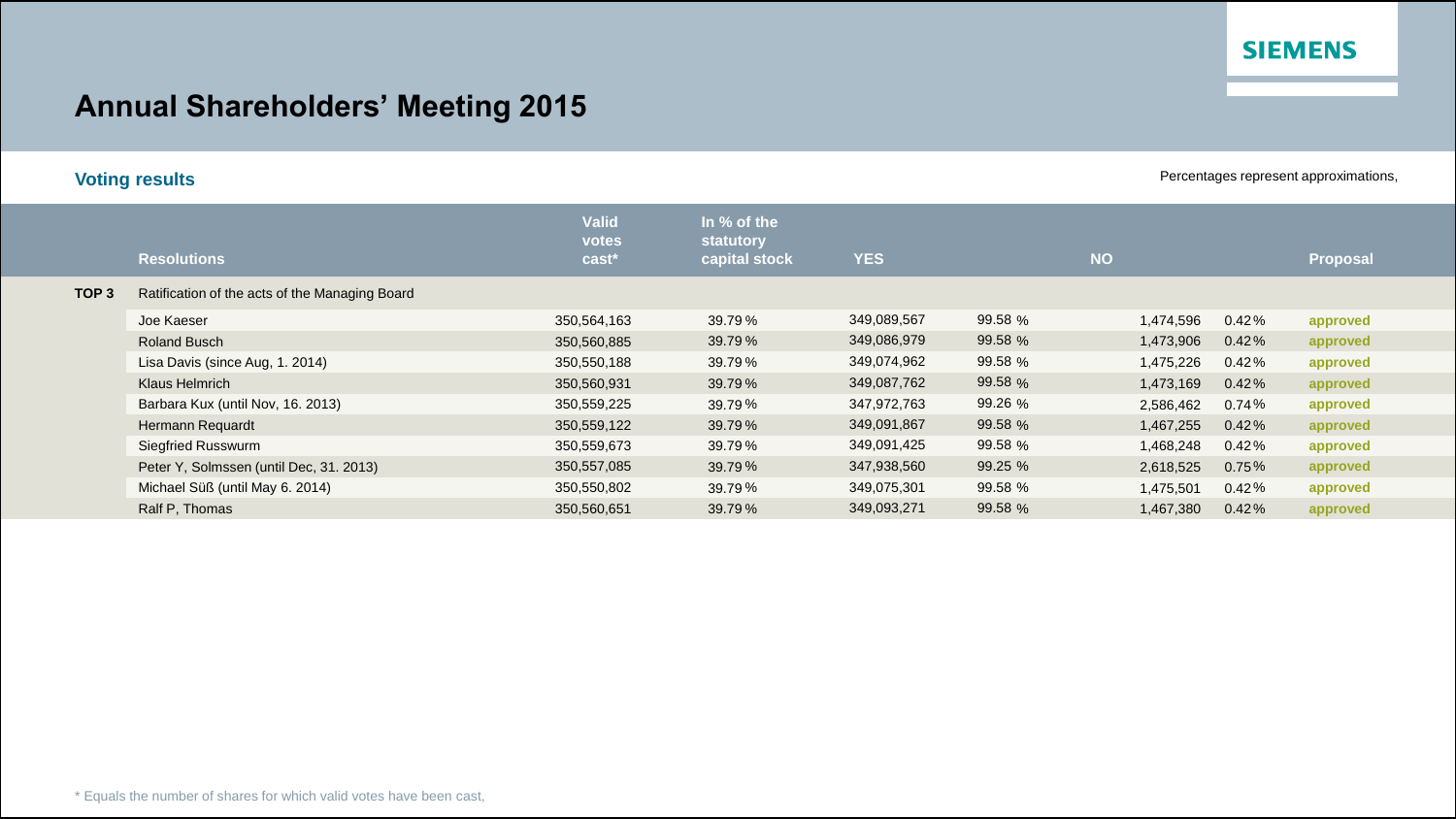# Annual Shareholders' Meeting 2015

SIEMENS

## Voting results

Percentages represent approximations,

| | Resolutions | Valid votes cast* | In % of the statutory capital stock | YES | | NO | | Proposal |
|---|---|---|---|---|---|---|---|---|
| **TOP 3** | Ratification of the acts of the Managing Board | | | | | | | |
| | Joe Kaeser | 350,564,163 | 39.79 % | 349,089,567 | 99.58 % | 1,474,596 | 0.42% | approved |
| | Roland Busch | 350,560,885 | 39.79 % | 349,086,979 | 99.58 % | 1,473,906 | 0.42% | approved |
| | Lisa Davis (since Aug, 1. 2014) | 350,550,188 | 39.79 % | 349,074,962 | 99.58 % | 1,475,226 | 0.42% | approved |
| | Klaus Helmrich | 350,560,931 | 39.79 % | 349,087,762 | 99.58 % | 1,473,169 | 0.42% | approved |
| | Barbara Kux (until Nov, 16. 2013) | 350,559,225 | 39.79 % | 347,972,763 | 99.26 % | 2,586,462 | 0.74% | approved |
| | Hermann Requardt | 350,559,122 | 39.79 % | 349,091,867 | 99.58 % | 1,467,255 | 0.42% | approved |
| | Siegfried Russwurm | 350,559,673 | 39.79 % | 349,091,425 | 99.58 % | 1,468,248 | 0.42% | approved |
| | Peter Y, Solmssen (until Dec, 31. 2013) | 350,557,085 | 39.79 % | 347,938,560 | 99.25 % | 2,618,525 | 0.75% | approved |
| | Michael Süß (until May 6. 2014) | 350,550,802 | 39.79 % | 349,075,301 | 99.58 % | 1,475,501 | 0.42% | approved |
| | Ralf P, Thomas | 350,560,651 | 39.79 % | 349,093,271 | 99.58 % | 1,467,380 | 0.42% | approved |

* Equals the number of shares for which valid votes have been cast,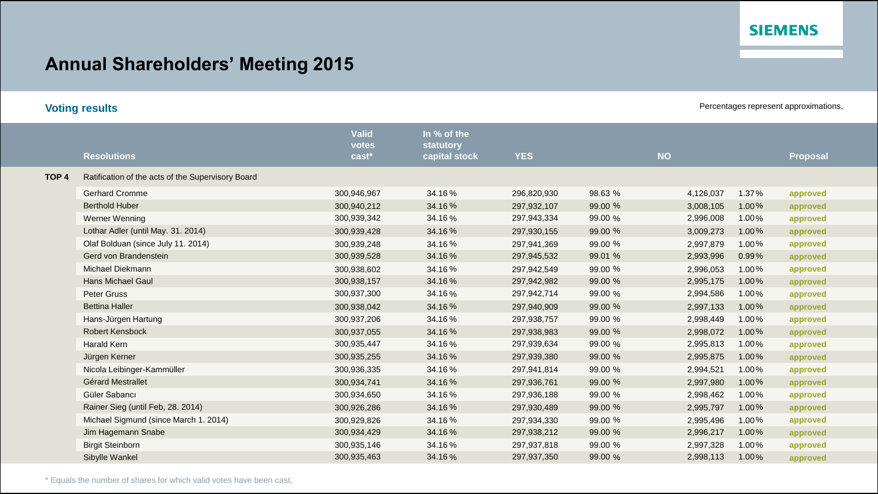# Annual Shareholders' Meeting 2015

SIEMENS

## Voting results

Percentages represent approximations,

| | Resolutions | Valid votes cast* | In % of the statutory capital stock | YES | | NO | | Proposal |
|---|---|---|---|---|---|---|---|---|
| TOP 4 | Ratification of the acts of the Supervisory Board | | | | | | | |
| | Gerhard Cromme | 300,946,967 | 34.16 % | 296,820,930 | 98.63 % | 4,126,037 | 1.37% | approved |
| | Berthold Huber | 300,940,212 | 34.16 % | 297,932,107 | 99.00 % | 3,008,105 | 1.00% | approved |
| | Werner Wenning | 300,939,342 | 34.16 % | 297,943,334 | 99.00 % | 2,996,008 | 1.00% | approved |
| | Lothar Adler (until May. 31. 2014) | 300,939,428 | 34.16 % | 297,930,155 | 99.00 % | 3,009,273 | 1.00% | approved |
| | Olaf Bolduan (since July 11. 2014) | 300,939,248 | 34.16 % | 297,941,369 | 99.00 % | 2,997,879 | 1.00% | approved |
| | Gerd von Brandenstein | 300,939,528 | 34.16 % | 297,945,532 | 99.01 % | 2,993,996 | 0.99% | approved |
| | Michael Diekmann | 300,938,602 | 34.16 % | 297,942,549 | 99.00 % | 2,996,053 | 1.00% | approved |
| | Hans Michael Gaul | 300,938,157 | 34.16 % | 297,942,982 | 99.00 % | 2,995,175 | 1.00% | approved |
| | Peter Gruss | 300,937,300 | 34.16 % | 297,942,714 | 99.00 % | 2,994,586 | 1.00% | approved |
| | Bettina Haller | 300,938,042 | 34.16 % | 297,940,909 | 99.00 % | 2,997,133 | 1.00% | approved |
| | Hans-Jürgen Hartung | 300,937,206 | 34.16 % | 297,938,757 | 99.00 % | 2,998,449 | 1.00% | approved |
| | Robert Kensbock | 300,937,055 | 34.16 % | 297,938,983 | 99.00 % | 2,998,072 | 1.00% | approved |
| | Harald Kern | 300,935,447 | 34.16 % | 297,939,634 | 99.00 % | 2,995,813 | 1.00% | approved |
| | Jürgen Kerner | 300,935,255 | 34.16 % | 297,939,380 | 99.00 % | 2,995,875 | 1.00% | approved |
| | Nicola Leibinger-Kammüller | 300,936,335 | 34.16 % | 297,941,814 | 99.00 % | 2,994,521 | 1.00% | approved |
| | Gérard Mestrallet | 300,934,741 | 34.16 % | 297,936,761 | 99.00 % | 2,997,980 | 1.00% | approved |
| | Güler Sabancı | 300,934,650 | 34.16 % | 297,936,188 | 99.00 % | 2,998,462 | 1.00% | approved |
| | Rainer Sieg (until Feb, 28. 2014) | 300,926,286 | 34.16 % | 297,930,489 | 99.00 % | 2,995,797 | 1.00% | approved |
| | Michael Sigmund (since March 1. 2014) | 300,929,826 | 34.16 % | 297,934,330 | 99.00 % | 2,995,496 | 1.00% | approved |
| | Jim Hagemann Snabe | 300,934,429 | 34.16 % | 297,938,212 | 99.00 % | 2,996,217 | 1.00% | approved |
| | Birgit Steinborn | 300,935,146 | 34.16 % | 297,937,818 | 99.00 % | 2,997,328 | 1.00% | approved |
| | Sibylle Wankel | 300,935,463 | 34.16 % | 297,937,350 | 99.00 % | 2,998,113 | 1.00% | approved |

* Equals the number of shares for which valid votes have been cast,